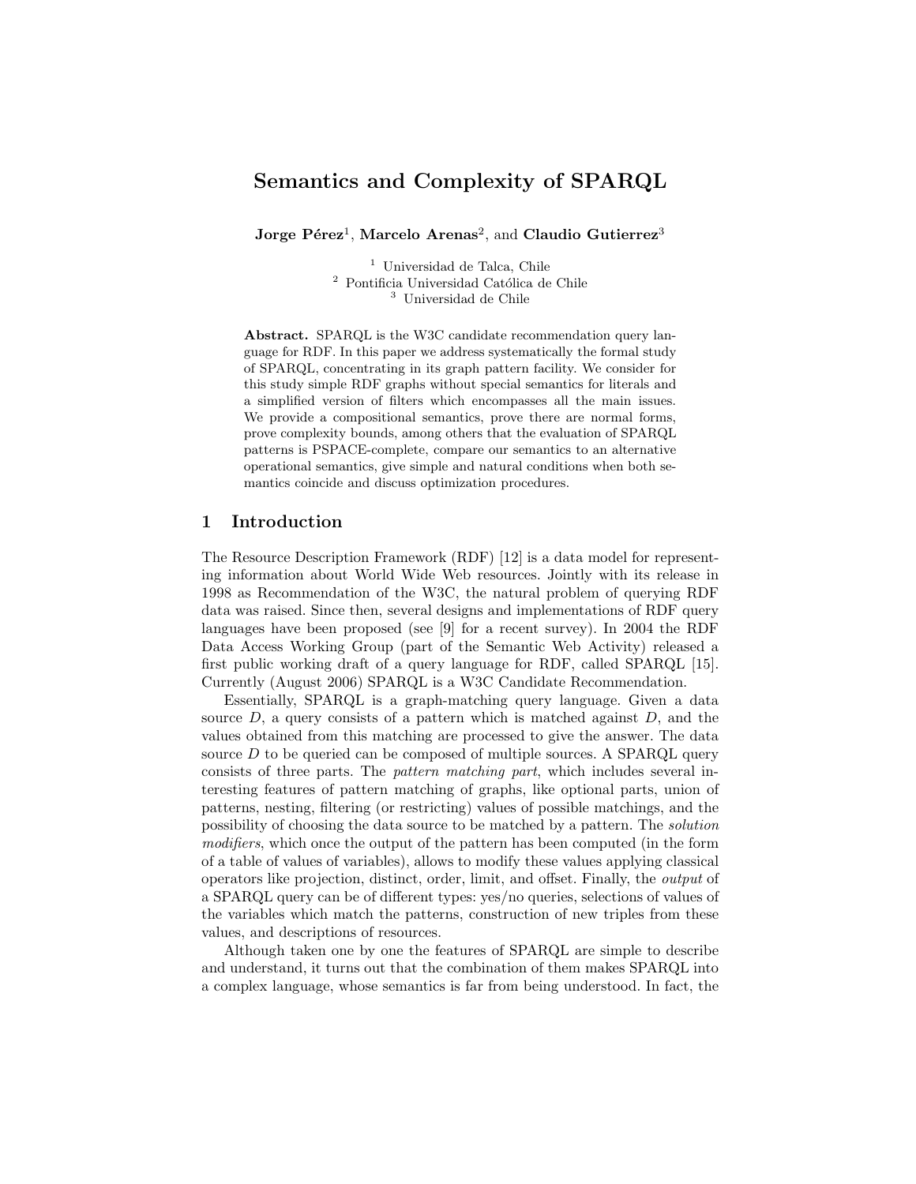# Semantics and Complexity of SPARQL

**Jorge Pérez**[1], **Marcelo Arenas**[2], and **Claudio Gutierrez**[3]

[1] Universidad de Talca, Chile
[2] Pontificia Universidad Católica de Chile
[3] Universidad de Chile

**Abstract.** SPARQL is the W3C candidate recommendation query language for RDF. In this paper we address systematically the formal study of SPARQL, concentrating in its graph pattern facility. We consider for this study simple RDF graphs without special semantics for literals and a simplified version of filters which encompasses all the main issues. We provide a compositional semantics, prove there are normal forms, prove complexity bounds, among others that the evaluation of SPARQL patterns is PSPACE-complete, compare our semantics to an alternative operational semantics, give simple and natural conditions when both semantics coincide and discuss optimization procedures.

## 1 Introduction

The Resource Description Framework (RDF) [12] is a data model for representing information about World Wide Web resources. Jointly with its release in 1998 as Recommendation of the W3C, the natural problem of querying RDF data was raised. Since then, several designs and implementations of RDF query languages have been proposed (see [9] for a recent survey). In 2004 the RDF Data Access Working Group (part of the Semantic Web Activity) released a first public working draft of a query language for RDF, called SPARQL [15]. Currently (August 2006) SPARQL is a W3C Candidate Recommendation.

Essentially, SPARQL is a graph-matching query language. Given a data source $D$, a query consists of a pattern which is matched against $D$, and the values obtained from this matching are processed to give the answer. The data source $D$ to be queried can be composed of multiple sources. A SPARQL query consists of three parts. The *pattern matching part*, which includes several interesting features of pattern matching of graphs, like optional parts, union of patterns, nesting, filtering (or restricting) values of possible matchings, and the possibility of choosing the data source to be matched by a pattern. The *solution modifiers*, which once the output of the pattern has been computed (in the form of a table of values of variables), allows to modify these values applying classical operators like projection, distinct, order, limit, and offset. Finally, the *output* of a SPARQL query can be of different types: yes/no queries, selections of values of the variables which match the patterns, construction of new triples from these values, and descriptions of resources.

Although taken one by one the features of SPARQL are simple to describe and understand, it turns out that the combination of them makes SPARQL into a complex language, whose semantics is far from being understood. In fact, the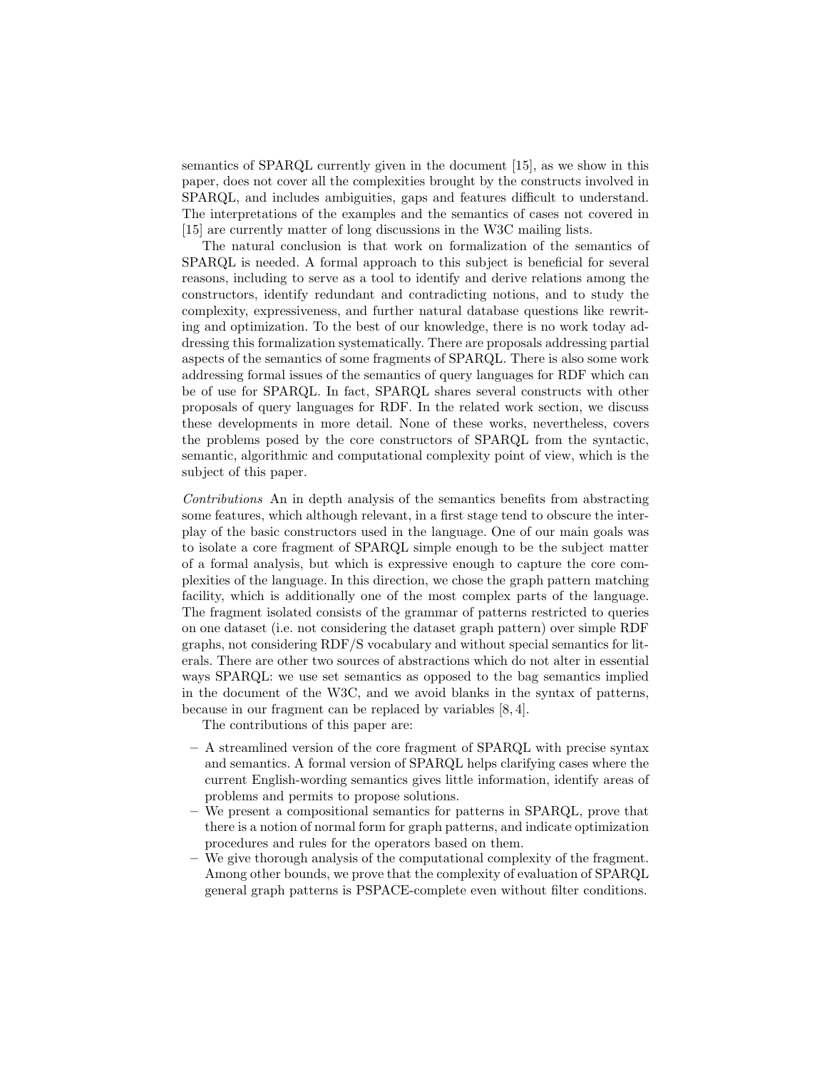semantics of SPARQL currently given in the document [15], as we show in this paper, does not cover all the complexities brought by the constructs involved in SPARQL, and includes ambiguities, gaps and features difficult to understand. The interpretations of the examples and the semantics of cases not covered in [15] are currently matter of long discussions in the W3C mailing lists.

The natural conclusion is that work on formalization of the semantics of SPARQL is needed. A formal approach to this subject is beneficial for several reasons, including to serve as a tool to identify and derive relations among the constructors, identify redundant and contradicting notions, and to study the complexity, expressiveness, and further natural database questions like rewriting and optimization. To the best of our knowledge, there is no work today addressing this formalization systematically. There are proposals addressing partial aspects of the semantics of some fragments of SPARQL. There is also some work addressing formal issues of the semantics of query languages for RDF which can be of use for SPARQL. In fact, SPARQL shares several constructs with other proposals of query languages for RDF. In the related work section, we discuss these developments in more detail. None of these works, nevertheless, covers the problems posed by the core constructors of SPARQL from the syntactic, semantic, algorithmic and computational complexity point of view, which is the subject of this paper.

*Contributions* An in depth analysis of the semantics benefits from abstracting some features, which although relevant, in a first stage tend to obscure the interplay of the basic constructors used in the language. One of our main goals was to isolate a core fragment of SPARQL simple enough to be the subject matter of a formal analysis, but which is expressive enough to capture the core complexities of the language. In this direction, we chose the graph pattern matching facility, which is additionally one of the most complex parts of the language. The fragment isolated consists of the grammar of patterns restricted to queries on one dataset (i.e. not considering the dataset graph pattern) over simple RDF graphs, not considering RDF/S vocabulary and without special semantics for literals. There are other two sources of abstractions which do not alter in essential ways SPARQL: we use set semantics as opposed to the bag semantics implied in the document of the W3C, and we avoid blanks in the syntax of patterns, because in our fragment can be replaced by variables [8, 4].

The contributions of this paper are:

- A streamlined version of the core fragment of SPARQL with precise syntax and semantics. A formal version of SPARQL helps clarifying cases where the current English-wording semantics gives little information, identify areas of problems and permits to propose solutions.
- We present a compositional semantics for patterns in SPARQL, prove that there is a notion of normal form for graph patterns, and indicate optimization procedures and rules for the operators based on them.
- We give thorough analysis of the computational complexity of the fragment. Among other bounds, we prove that the complexity of evaluation of SPARQL general graph patterns is PSPACE-complete even without filter conditions.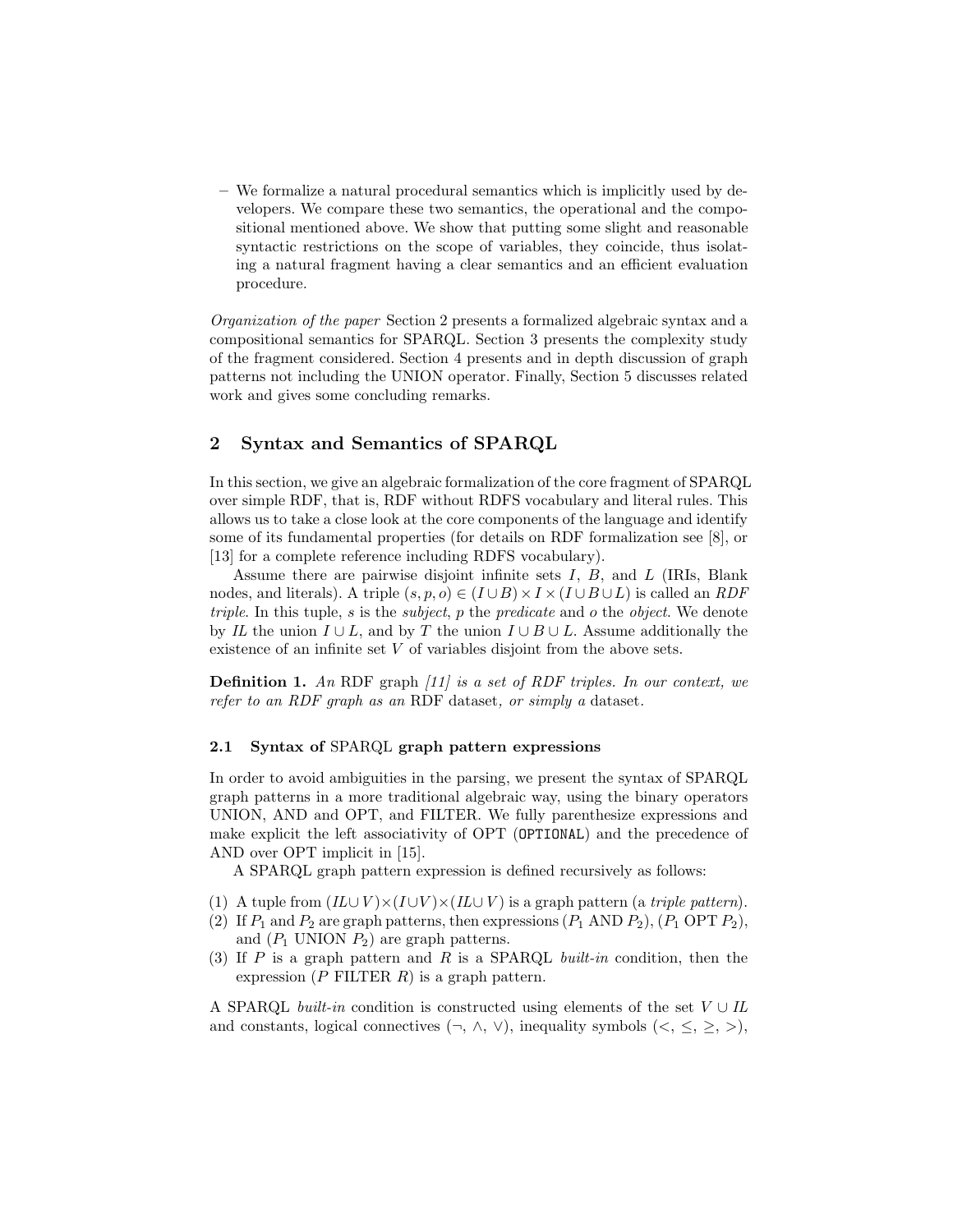– We formalize a natural procedural semantics which is implicitly used by developers. We compare these two semantics, the operational and the compositional mentioned above. We show that putting some slight and reasonable syntactic restrictions on the scope of variables, they coincide, thus isolating a natural fragment having a clear semantics and an efficient evaluation procedure.

*Organization of the paper* Section 2 presents a formalized algebraic syntax and a compositional semantics for SPARQL. Section 3 presents the complexity study of the fragment considered. Section 4 presents and in depth discussion of graph patterns not including the UNION operator. Finally, Section 5 discusses related work and gives some concluding remarks.

## 2 Syntax and Semantics of SPARQL

In this section, we give an algebraic formalization of the core fragment of SPARQL over simple RDF, that is, RDF without RDFS vocabulary and literal rules. This allows us to take a close look at the core components of the language and identify some of its fundamental properties (for details on RDF formalization see [8], or [13] for a complete reference including RDFS vocabulary).

Assume there are pairwise disjoint infinite sets $I$, $B$, and $L$ (IRIs, Blank nodes, and literals). A triple $(s, p, o) \in (I \cup B) \times I \times (I \cup B \cup L)$ is called an *RDF triple*. In this tuple, $s$ is the *subject*, $p$ the *predicate* and $o$ the *object*. We denote by $IL$ the union $I \cup L$, and by $T$ the union $I \cup B \cup L$. Assume additionally the existence of an infinite set $V$ of variables disjoint from the above sets.

**Definition 1.** *An* RDF graph *[11] is a set of RDF triples. In our context, we refer to an RDF graph as an* RDF dataset*, or simply a* dataset*.*

### 2.1 Syntax of SPARQL graph pattern expressions

In order to avoid ambiguities in the parsing, we present the syntax of SPARQL graph patterns in a more traditional algebraic way, using the binary operators UNION, AND and OPT, and FILTER. We fully parenthesize expressions and make explicit the left associativity of OPT (`OPTIONAL`) and the precedence of AND over OPT implicit in [15].

A SPARQL graph pattern expression is defined recursively as follows:

(1) A tuple from $(IL \cup V) \times (I \cup V) \times (IL \cup V)$ is a graph pattern (a *triple pattern*).
(2) If $P_1$ and $P_2$ are graph patterns, then expressions $(P_1 \text{ AND } P_2)$, $(P_1 \text{ OPT } P_2)$, and $(P_1 \text{ UNION } P_2)$ are graph patterns.
(3) If $P$ is a graph pattern and $R$ is a SPARQL *built-in* condition, then the expression $(P \text{ FILTER } R)$ is a graph pattern.

A SPARQL *built-in* condition is constructed using elements of the set $V \cup IL$ and constants, logical connectives ($\neg$, $\wedge$, $\vee$), inequality symbols ($<$, $\leq$, $\geq$, $>$),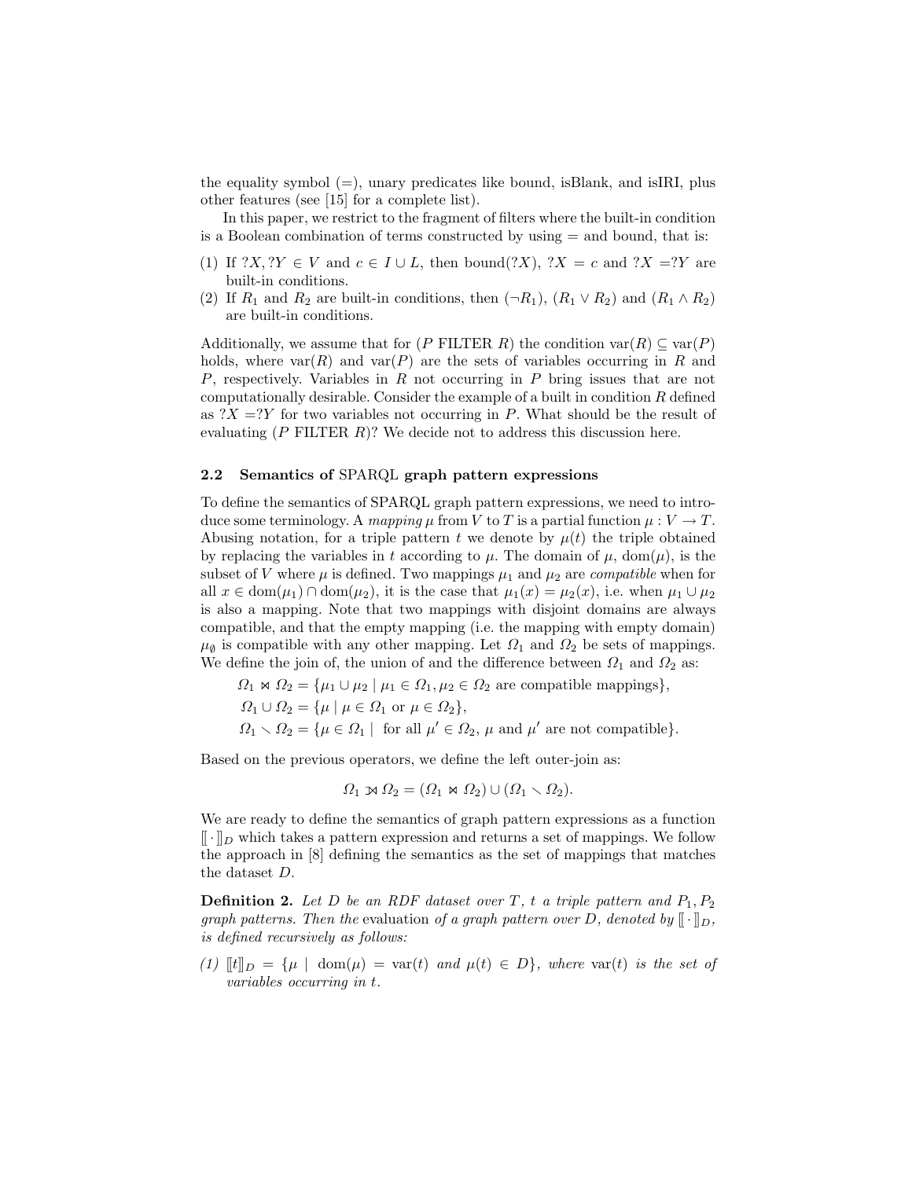the equality symbol (=), unary predicates like bound, isBlank, and isIRI, plus other features (see [15] for a complete list).

In this paper, we restrict to the fragment of filters where the built-in condition is a Boolean combination of terms constructed by using = and bound, that is:

(1) If $?X, ?Y \in V$ and $c \in I \cup L$, then bound($?X$), $?X = c$ and $?X = ?Y$ are built-in conditions.
(2) If $R_1$ and $R_2$ are built-in conditions, then $(\neg R_1)$, $(R_1 \vee R_2)$ and $(R_1 \wedge R_2)$ are built-in conditions.

Additionally, we assume that for ($P$ FILTER $R$) the condition $\text{var}(R) \subseteq \text{var}(P)$ holds, where $\text{var}(R)$ and $\text{var}(P)$ are the sets of variables occurring in $R$ and $P$, respectively. Variables in $R$ not occurring in $P$ bring issues that are not computationally desirable. Consider the example of a built in condition $R$ defined as $?X = ?Y$ for two variables not occurring in $P$. What should be the result of evaluating ($P$ FILTER $R$)? We decide not to address this discussion here.

### 2.2 Semantics of SPARQL graph pattern expressions

To define the semantics of SPARQL graph pattern expressions, we need to introduce some terminology. A *mapping* $\mu$ from $V$ to $T$ is a partial function $\mu : V \to T$. Abusing notation, for a triple pattern $t$ we denote by $\mu(t)$ the triple obtained by replacing the variables in $t$ according to $\mu$. The domain of $\mu$, $\text{dom}(\mu)$, is the subset of $V$ where $\mu$ is defined. Two mappings $\mu_1$ and $\mu_2$ are *compatible* when for all $x \in \text{dom}(\mu_1) \cap \text{dom}(\mu_2)$, it is the case that $\mu_1(x) = \mu_2(x)$, i.e. when $\mu_1 \cup \mu_2$ is also a mapping. Note that two mappings with disjoint domains are always compatible, and that the empty mapping (i.e. the mapping with empty domain) $\mu_\emptyset$ is compatible with any other mapping. Let $\Omega_1$ and $\Omega_2$ be sets of mappings. We define the join of, the union of and the difference between $\Omega_1$ and $\Omega_2$ as:

$$\Omega_1 \bowtie \Omega_2 = \{\mu_1 \cup \mu_2 \mid \mu_1 \in \Omega_1, \mu_2 \in \Omega_2 \text{ are compatible mappings}\},$$
$$\Omega_1 \cup \Omega_2 = \{\mu \mid \mu \in \Omega_1 \text{ or } \mu \in \Omega_2\},$$
$$\Omega_1 \smallsetminus \Omega_2 = \{\mu \in \Omega_1 \mid \text{ for all } \mu' \in \Omega_2, \mu \text{ and } \mu' \text{ are not compatible}\}.$$

Based on the previous operators, we define the left outer-join as:

$$\Omega_1 ⟕ \Omega_2 = (\Omega_1 \bowtie \Omega_2) \cup (\Omega_1 \smallsetminus \Omega_2).$$

We are ready to define the semantics of graph pattern expressions as a function $[\![\cdot]\!]_D$ which takes a pattern expression and returns a set of mappings. We follow the approach in [8] defining the semantics as the set of mappings that matches the dataset $D$.

**Definition 2.** *Let $D$ be an RDF dataset over $T$, $t$ a triple pattern and $P_1, P_2$ graph patterns. Then the* evaluation *of a graph pattern over $D$, denoted by $[\![\cdot]\!]_D$, is defined recursively as follows:*

*(1) $[\![t]\!]_D = \{\mu \mid \text{dom}(\mu) = \text{var}(t) \text{ and } \mu(t) \in D\}$, where $\text{var}(t)$ is the set of variables occurring in $t$.*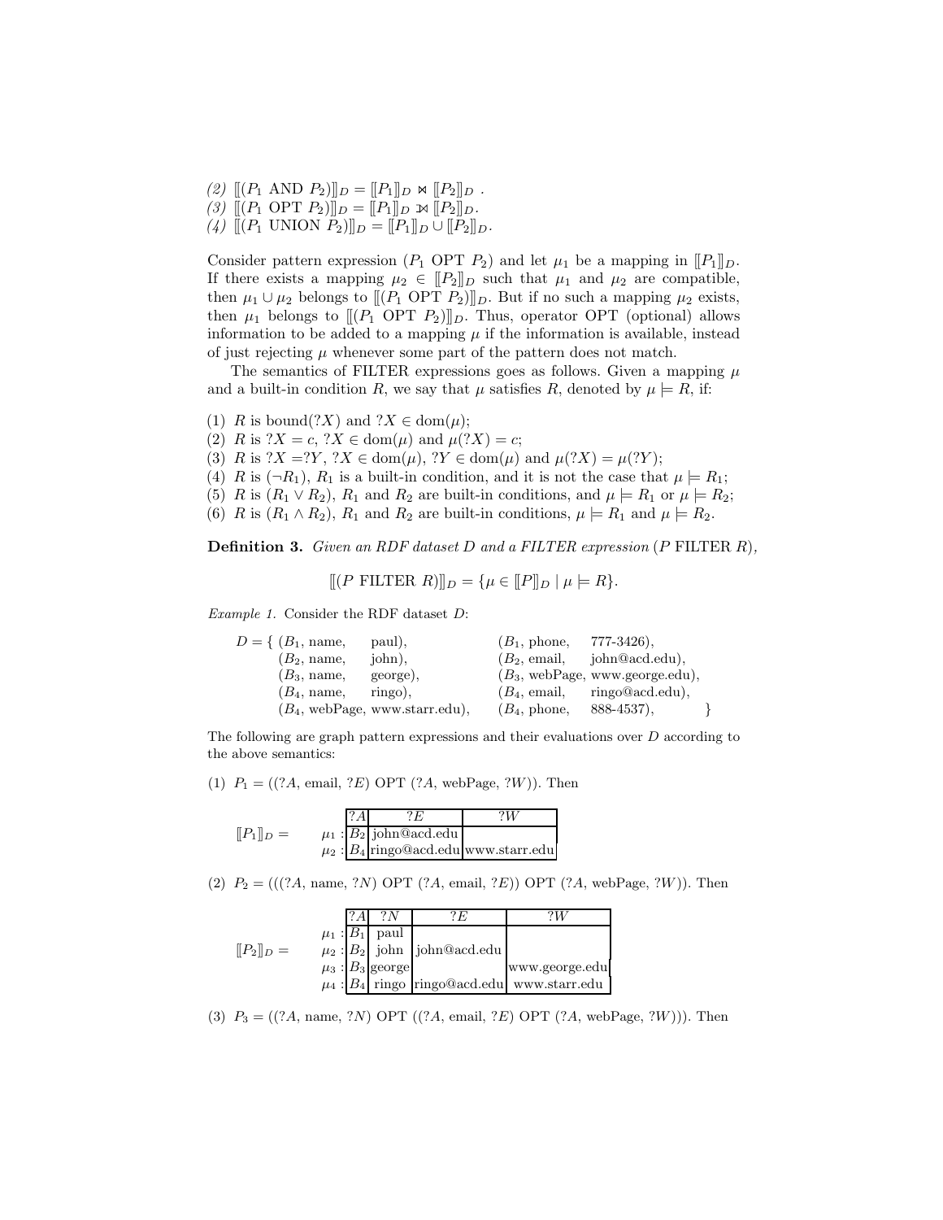*(2)* $[\![(P_1 \text{ AND } P_2)]\!]_D = [\![P_1]\!]_D \bowtie [\![P_2]\!]_D$ .
*(3)* $[\![(P_1 \text{ OPT } P_2)]\!]_D = [\![P_1]\!]_D ⟕ [\![P_2]\!]_D$.
*(4)* $[\![(P_1 \text{ UNION } P_2)]\!]_D = [\![P_1]\!]_D \cup [\![P_2]\!]_D$.

Consider pattern expression $(P_1 \text{ OPT } P_2)$ and let $\mu_1$ be a mapping in $[\![P_1]\!]_D$. If there exists a mapping $\mu_2 \in [\![P_2]\!]_D$ such that $\mu_1$ and $\mu_2$ are compatible, then $\mu_1 \cup \mu_2$ belongs to $[\![(P_1 \text{ OPT } P_2)]\!]_D$. But if no such a mapping $\mu_2$ exists, then $\mu_1$ belongs to $[\![(P_1 \text{ OPT } P_2)]\!]_D$. Thus, operator OPT (optional) allows information to be added to a mapping $\mu$ if the information is available, instead of just rejecting $\mu$ whenever some part of the pattern does not match.

The semantics of FILTER expressions goes as follows. Given a mapping $\mu$ and a built-in condition $R$, we say that $\mu$ satisfies $R$, denoted by $\mu \models R$, if:

(1) $R$ is bound$(?X)$ and $?X \in \text{dom}(\mu)$;
(2) $R$ is $?X = c$, $?X \in \text{dom}(\mu)$ and $\mu(?X) = c$;
(3) $R$ is $?X =?Y$, $?X \in \text{dom}(\mu)$, $?Y \in \text{dom}(\mu)$ and $\mu(?X) = \mu(?Y)$;
(4) $R$ is $(\neg R_1)$, $R_1$ is a built-in condition, and it is not the case that $\mu \models R_1$;
(5) $R$ is $(R_1 \vee R_2)$, $R_1$ and $R_2$ are built-in conditions, and $\mu \models R_1$ or $\mu \models R_2$;
(6) $R$ is $(R_1 \wedge R_2)$, $R_1$ and $R_2$ are built-in conditions, $\mu \models R_1$ and $\mu \models R_2$.

**Definition 3.** *Given an RDF dataset $D$ and a FILTER expression $(P \text{ FILTER } R)$,*

$$[\![(P \text{ FILTER } R)]\!]_D = \{\mu \in [\![P]\!]_D \mid \mu \models R\}.$$

*Example 1.* Consider the RDF dataset $D$:

$D = \{$ ($B_1$, name, paul), ($B_1$, phone, 777-3426),
($B_2$, name, john), ($B_2$, email, john@acd.edu),
($B_3$, name, george), ($B_3$, webPage, www.george.edu),
($B_4$, name, ringo), ($B_4$, email, ringo@acd.edu),
($B_4$, webPage, www.starr.edu), ($B_4$, phone, 888-4537), $\}$

The following are graph pattern expressions and their evaluations over $D$ according to the above semantics:

(1) $P_1 = ((?A, \text{email}, ?E) \text{ OPT } (?A, \text{webPage}, ?W))$. Then

$[\![P_1]\!]_D =$

| | $?A$ | $?E$ | $?W$ |
|---|---|---|---|
| $\mu_1$ : | $B_2$ | john@acd.edu | |
| $\mu_2$ : | $B_4$ | ringo@acd.edu | www.starr.edu |

(2) $P_2 = (((?A, \text{name}, ?N) \text{ OPT } (?A, \text{email}, ?E)) \text{ OPT } (?A, \text{webPage}, ?W))$. Then

$[\![P_2]\!]_D =$

| | $?A$ | $?N$ | $?E$ | $?W$ |
|---|---|---|---|---|
| $\mu_1$ : | $B_1$ | paul | | |
| $\mu_2$ : | $B_2$ | john | john@acd.edu | |
| $\mu_3$ : | $B_3$ | george | | www.george.edu |
| $\mu_4$ : | $B_4$ | ringo | ringo@acd.edu | www.starr.edu |

(3) $P_3 = ((?A, \text{name}, ?N) \text{ OPT } ((?A, \text{email}, ?E) \text{ OPT } (?A, \text{webPage}, ?W)))$. Then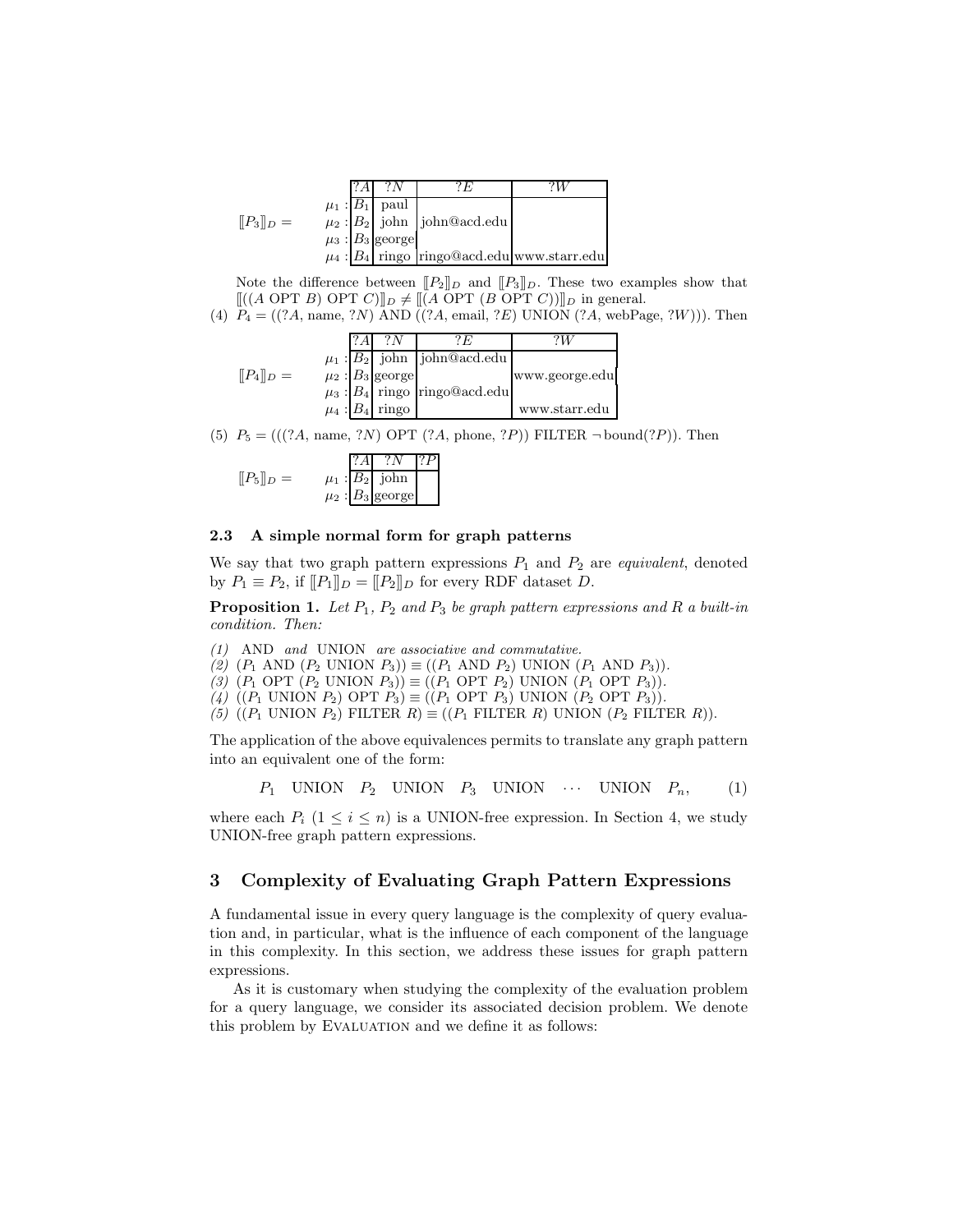$[\![P_3]\!]_D =$

| | ?A | ?N | ?E | ?W |
|---|---|---|---|---|
| $\mu_1$ : | $B_1$ | paul | | |
| $\mu_2$ : | $B_2$ | john | john@acd.edu | |
| $\mu_3$ : | $B_3$ | george | | |
| $\mu_4$ : | $B_4$ | ringo | ringo@acd.edu | www.starr.edu |

Note the difference between $[\![P_2]\!]_D$ and $[\![P_3]\!]_D$. These two examples show that $[\![((A \text{ OPT } B) \text{ OPT } C)]\!]_D \neq [\![(A \text{ OPT } (B \text{ OPT } C))]\!]_D$ in general.

(4) $P_4 = ((?A, \text{name}, ?N) \text{ AND } ((?A, \text{email}, ?E) \text{ UNION } (?A, \text{webPage}, ?W)))$. Then

$[\![P_4]\!]_D =$

| | ?A | ?N | ?E | ?W |
|---|---|---|---|---|
| $\mu_1$ : | $B_2$ | john | john@acd.edu | |
| $\mu_2$ : | $B_3$ | george | | www.george.edu |
| $\mu_3$ : | $B_4$ | ringo | ringo@acd.edu | |
| $\mu_4$ : | $B_4$ | ringo | | www.starr.edu |

(5) $P_5 = (((?A, \text{name}, ?N) \text{ OPT } (?A, \text{phone}, ?P)) \text{ FILTER } \neg\, \text{bound}(?P))$. Then

$[\![P_5]\!]_D =$

| | ?A | ?N | ?P |
|---|---|---|---|
| $\mu_1$ : | $B_2$ | john | |
| $\mu_2$ : | $B_3$ | george | |

### 2.3 A simple normal form for graph patterns

We say that two graph pattern expressions $P_1$ and $P_2$ are *equivalent*, denoted by $P_1 \equiv P_2$, if $[\![P_1]\!]_D = [\![P_2]\!]_D$ for every RDF dataset $D$.

**Proposition 1.** *Let $P_1$, $P_2$ and $P_3$ be graph pattern expressions and $R$ a built-in condition. Then:*

*(1)* AND *and* UNION *are associative and commutative.*
*(2)* $(P_1 \text{ AND } (P_2 \text{ UNION } P_3)) \equiv ((P_1 \text{ AND } P_2) \text{ UNION } (P_1 \text{ AND } P_3))$.
*(3)* $(P_1 \text{ OPT } (P_2 \text{ UNION } P_3)) \equiv ((P_1 \text{ OPT } P_2) \text{ UNION } (P_1 \text{ OPT } P_3))$.
*(4)* $((P_1 \text{ UNION } P_2) \text{ OPT } P_3) \equiv ((P_1 \text{ OPT } P_3) \text{ UNION } (P_2 \text{ OPT } P_3))$.
*(5)* $((P_1 \text{ UNION } P_2) \text{ FILTER } R) \equiv ((P_1 \text{ FILTER } R) \text{ UNION } (P_2 \text{ FILTER } R))$.

The application of the above equivalences permits to translate any graph pattern into an equivalent one of the form:

$$P_1 \quad \text{UNION} \quad P_2 \quad \text{UNION} \quad P_3 \quad \text{UNION} \quad \cdots \quad \text{UNION} \quad P_n, \qquad (1)$$

where each $P_i$ ($1 \leq i \leq n$) is a UNION-free expression. In Section 4, we study UNION-free graph pattern expressions.

## 3 Complexity of Evaluating Graph Pattern Expressions

A fundamental issue in every query language is the complexity of query evaluation and, in particular, what is the influence of each component of the language in this complexity. In this section, we address these issues for graph pattern expressions.

As it is customary when studying the complexity of the evaluation problem for a query language, we consider its associated decision problem. We denote this problem by EVALUATION and we define it as follows: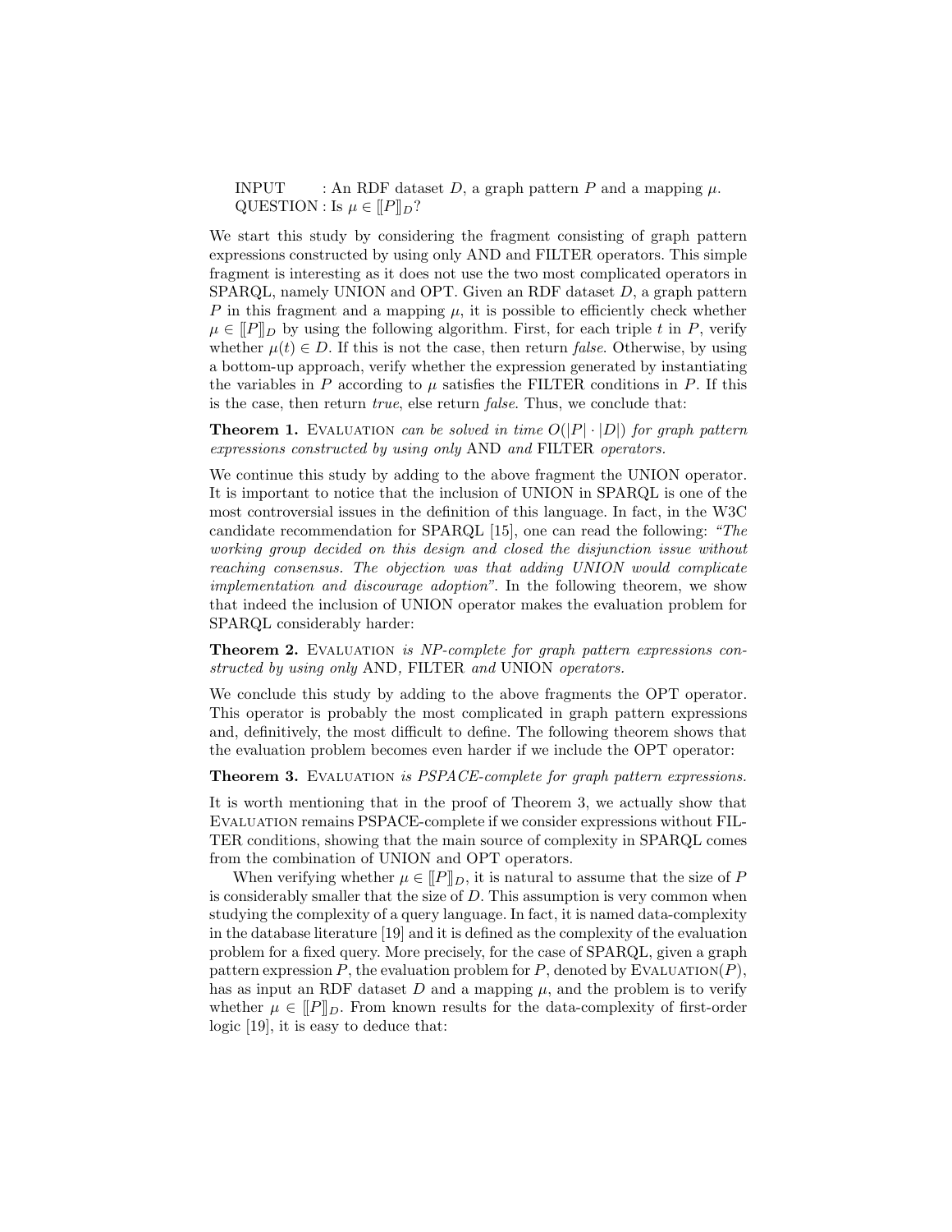INPUT : An RDF dataset $D$, a graph pattern $P$ and a mapping $\mu$.
QUESTION : Is $\mu \in [\![P]\!]_D$?

We start this study by considering the fragment consisting of graph pattern expressions constructed by using only AND and FILTER operators. This simple fragment is interesting as it does not use the two most complicated operators in SPARQL, namely UNION and OPT. Given an RDF dataset $D$, a graph pattern $P$ in this fragment and a mapping $\mu$, it is possible to efficiently check whether $\mu \in [\![P]\!]_D$ by using the following algorithm. First, for each triple $t$ in $P$, verify whether $\mu(t) \in D$. If this is not the case, then return *false*. Otherwise, by using a bottom-up approach, verify whether the expression generated by instantiating the variables in $P$ according to $\mu$ satisfies the FILTER conditions in $P$. If this is the case, then return *true*, else return *false*. Thus, we conclude that:

**Theorem 1.** *EVALUATION can be solved in time $O(|P| \cdot |D|)$ for graph pattern expressions constructed by using only* AND *and* FILTER *operators.*

We continue this study by adding to the above fragment the UNION operator. It is important to notice that the inclusion of UNION in SPARQL is one of the most controversial issues in the definition of this language. In fact, in the W3C candidate recommendation for SPARQL [15], one can read the following: *"The working group decided on this design and closed the disjunction issue without reaching consensus. The objection was that adding UNION would complicate implementation and discourage adoption"*. In the following theorem, we show that indeed the inclusion of UNION operator makes the evaluation problem for SPARQL considerably harder:

**Theorem 2.** *EVALUATION is NP-complete for graph pattern expressions constructed by using only* AND*,* FILTER *and* UNION *operators.*

We conclude this study by adding to the above fragments the OPT operator. This operator is probably the most complicated in graph pattern expressions and, definitively, the most difficult to define. The following theorem shows that the evaluation problem becomes even harder if we include the OPT operator:

**Theorem 3.** *EVALUATION is PSPACE-complete for graph pattern expressions.*

It is worth mentioning that in the proof of Theorem 3, we actually show that EVALUATION remains PSPACE-complete if we consider expressions without FILTER conditions, showing that the main source of complexity in SPARQL comes from the combination of UNION and OPT operators.

When verifying whether $\mu \in [\![P]\!]_D$, it is natural to assume that the size of $P$ is considerably smaller that the size of $D$. This assumption is very common when studying the complexity of a query language. In fact, it is named data-complexity in the database literature [19] and it is defined as the complexity of the evaluation problem for a fixed query. More precisely, for the case of SPARQL, given a graph pattern expression $P$, the evaluation problem for $P$, denoted by EVALUATION($P$), has as input an RDF dataset $D$ and a mapping $\mu$, and the problem is to verify whether $\mu \in [\![P]\!]_D$. From known results for the data-complexity of first-order logic [19], it is easy to deduce that: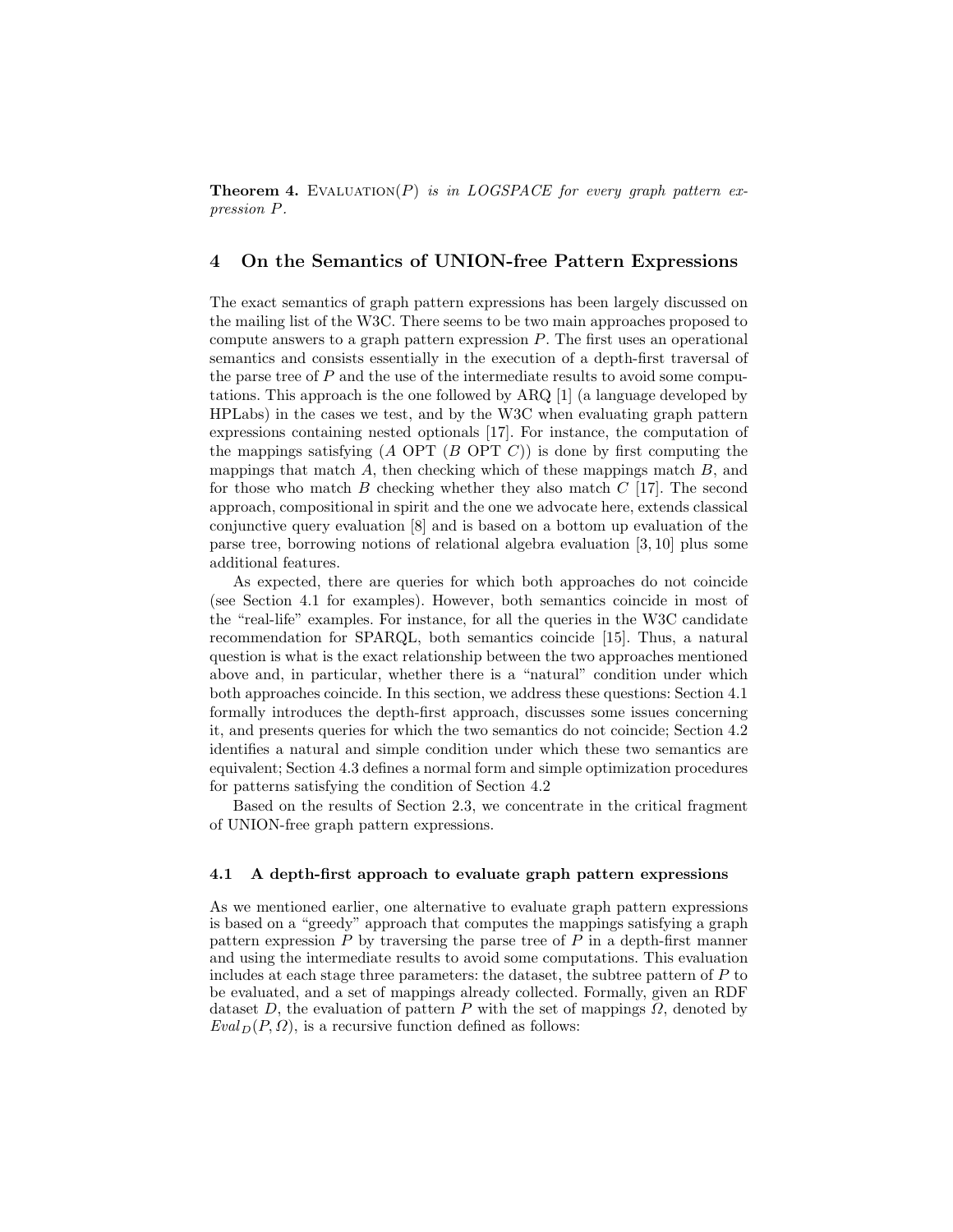**Theorem 4.** Evaluation($P$) *is in LOGSPACE for every graph pattern expression* $P$.

## 4 On the Semantics of UNION-free Pattern Expressions

The exact semantics of graph pattern expressions has been largely discussed on the mailing list of the W3C. There seems to be two main approaches proposed to compute answers to a graph pattern expression $P$. The first uses an operational semantics and consists essentially in the execution of a depth-first traversal of the parse tree of $P$ and the use of the intermediate results to avoid some computations. This approach is the one followed by ARQ [1] (a language developed by HPLabs) in the cases we test, and by the W3C when evaluating graph pattern expressions containing nested optionals [17]. For instance, the computation of the mappings satisfying ($A$ OPT ($B$ OPT $C$)) is done by first computing the mappings that match $A$, then checking which of these mappings match $B$, and for those who match $B$ checking whether they also match $C$ [17]. The second approach, compositional in spirit and the one we advocate here, extends classical conjunctive query evaluation [8] and is based on a bottom up evaluation of the parse tree, borrowing notions of relational algebra evaluation [3, 10] plus some additional features.

As expected, there are queries for which both approaches do not coincide (see Section 4.1 for examples). However, both semantics coincide in most of the "real-life" examples. For instance, for all the queries in the W3C candidate recommendation for SPARQL, both semantics coincide [15]. Thus, a natural question is what is the exact relationship between the two approaches mentioned above and, in particular, whether there is a "natural" condition under which both approaches coincide. In this section, we address these questions: Section 4.1 formally introduces the depth-first approach, discusses some issues concerning it, and presents queries for which the two semantics do not coincide; Section 4.2 identifies a natural and simple condition under which these two semantics are equivalent; Section 4.3 defines a normal form and simple optimization procedures for patterns satisfying the condition of Section 4.2

Based on the results of Section 2.3, we concentrate in the critical fragment of UNION-free graph pattern expressions.

### 4.1 A depth-first approach to evaluate graph pattern expressions

As we mentioned earlier, one alternative to evaluate graph pattern expressions is based on a "greedy" approach that computes the mappings satisfying a graph pattern expression $P$ by traversing the parse tree of $P$ in a depth-first manner and using the intermediate results to avoid some computations. This evaluation includes at each stage three parameters: the dataset, the subtree pattern of $P$ to be evaluated, and a set of mappings already collected. Formally, given an RDF dataset $D$, the evaluation of pattern $P$ with the set of mappings $\Omega$, denoted by $Eval_D(P, \Omega)$, is a recursive function defined as follows: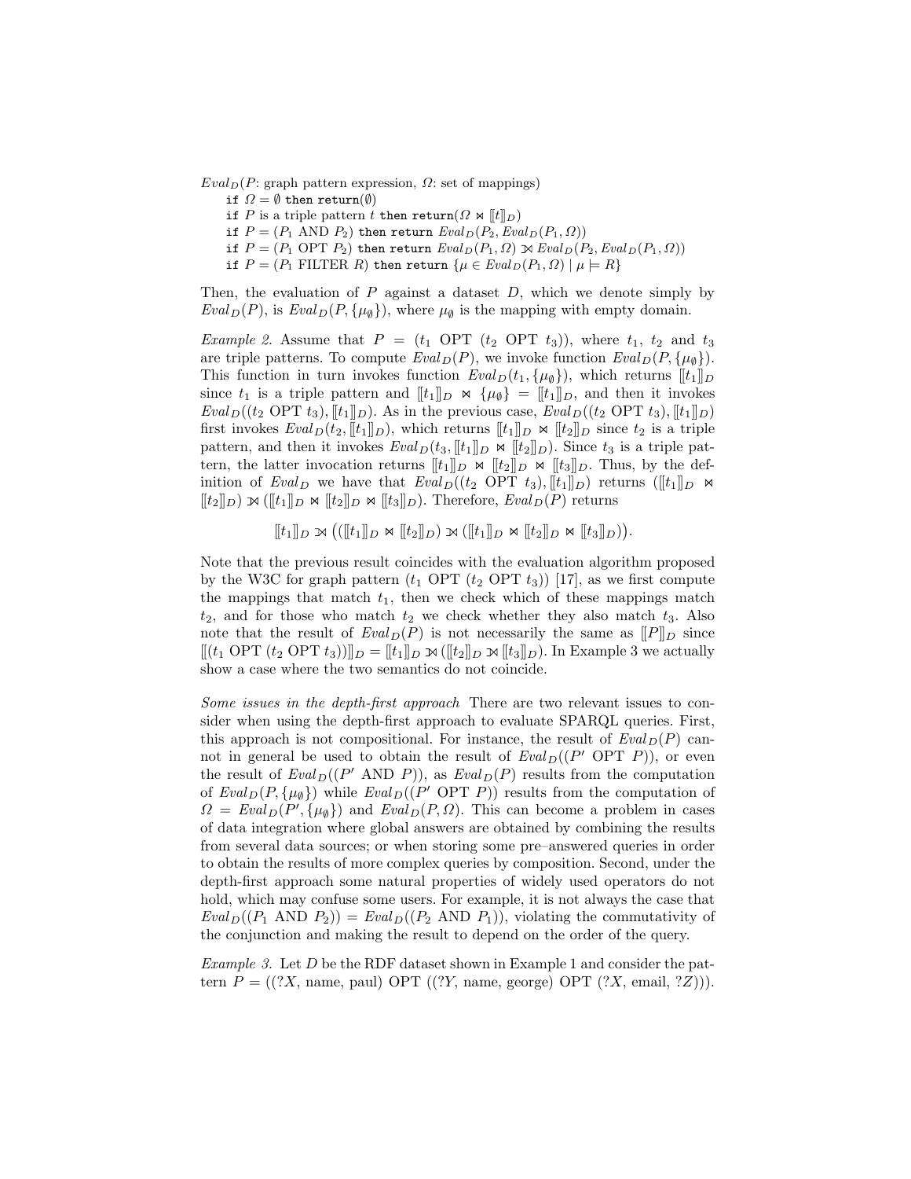$Eval_D$($P$: graph pattern expression, $\Omega$: set of mappings)

```
if Ω = ∅ then return(∅)
if P is a triple pattern t then return(Ω ⋈ [[t]]_D)
if P = (P1 AND P2) then return Eval_D(P2, Eval_D(P1, Ω))
if P = (P1 OPT P2) then return Eval_D(P1, Ω) ⟕ Eval_D(P2, Eval_D(P1, Ω))
if P = (P1 FILTER R) then return {μ ∈ Eval_D(P1, Ω) | μ ⊨ R}
```

Then, the evaluation of $P$ against a dataset $D$, which we denote simply by $Eval_D(P)$, is $Eval_D(P, \{\mu_\emptyset\})$, where $\mu_\emptyset$ is the mapping with empty domain.

*Example 2.* Assume that $P = (t_1 \text{ OPT } (t_2 \text{ OPT } t_3))$, where $t_1$, $t_2$ and $t_3$ are triple patterns. To compute $Eval_D(P)$, we invoke function $Eval_D(P, \{\mu_\emptyset\})$. This function in turn invokes function $Eval_D(t_1, \{\mu_\emptyset\})$, which returns $[\![t_1]\!]_D$ since $t_1$ is a triple pattern and $[\![t_1]\!]_D \bowtie \{\mu_\emptyset\} = [\![t_1]\!]_D$, and then it invokes $Eval_D((t_2 \text{ OPT } t_3), [\![t_1]\!]_D)$. As in the previous case, $Eval_D((t_2 \text{ OPT } t_3), [\![t_1]\!]_D)$ first invokes $Eval_D(t_2, [\![t_1]\!]_D)$, which returns $[\![t_1]\!]_D \bowtie [\![t_2]\!]_D$ since $t_2$ is a triple pattern, and then it invokes $Eval_D(t_3, [\![t_1]\!]_D \bowtie [\![t_2]\!]_D)$. Since $t_3$ is a triple pattern, the latter invocation returns $[\![t_1]\!]_D \bowtie [\![t_2]\!]_D \bowtie [\![t_3]\!]_D$. Thus, by the definition of $Eval_D$ we have that $Eval_D((t_2 \text{ OPT } t_3), [\![t_1]\!]_D)$ returns $([\![t_1]\!]_D \bowtie [\![t_2]\!]_D) ⟕ ([\![t_1]\!]_D \bowtie [\![t_2]\!]_D \bowtie [\![t_3]\!]_D)$. Therefore, $Eval_D(P)$ returns

$$[\![t_1]\!]_D ⟕ \big(([\![t_1]\!]_D \bowtie [\![t_2]\!]_D) ⟕ ([\![t_1]\!]_D \bowtie [\![t_2]\!]_D \bowtie [\![t_3]\!]_D)\big).$$

Note that the previous result coincides with the evaluation algorithm proposed by the W3C for graph pattern $(t_1 \text{ OPT } (t_2 \text{ OPT } t_3))$ [17], as we first compute the mappings that match $t_1$, then we check which of these mappings match $t_2$, and for those who match $t_2$ we check whether they also match $t_3$. Also note that the result of $Eval_D(P)$ is not necessarily the same as $[\![P]\!]_D$ since $[\![(t_1 \text{ OPT } (t_2 \text{ OPT } t_3))]\!]_D = [\![t_1]\!]_D ⟕ ([\![t_2]\!]_D ⟕ [\![t_3]\!]_D)$. In Example 3 we actually show a case where the two semantics do not coincide.

*Some issues in the depth-first approach* There are two relevant issues to consider when using the depth-first approach to evaluate SPARQL queries. First, this approach is not compositional. For instance, the result of $Eval_D(P)$ cannot in general be used to obtain the result of $Eval_D((P' \text{ OPT } P))$, or even the result of $Eval_D((P' \text{ AND } P))$, as $Eval_D(P)$ results from the computation of $Eval_D(P, \{\mu_\emptyset\})$ while $Eval_D((P' \text{ OPT } P))$ results from the computation of $\Omega = Eval_D(P', \{\mu_\emptyset\})$ and $Eval_D(P, \Omega)$. This can become a problem in cases of data integration where global answers are obtained by combining the results from several data sources; or when storing some pre–answered queries in order to obtain the results of more complex queries by composition. Second, under the depth-first approach some natural properties of widely used operators do not hold, which may confuse some users. For example, it is not always the case that $Eval_D((P_1 \text{ AND } P_2)) = Eval_D((P_2 \text{ AND } P_1))$, violating the commutativity of the conjunction and making the result to depend on the order of the query.

*Example 3.* Let $D$ be the RDF dataset shown in Example 1 and consider the pattern $P = ((?X, \text{name}, \text{paul}) \text{ OPT } ((?Y, \text{name}, \text{george}) \text{ OPT } (?X, \text{email}, ?Z)))$.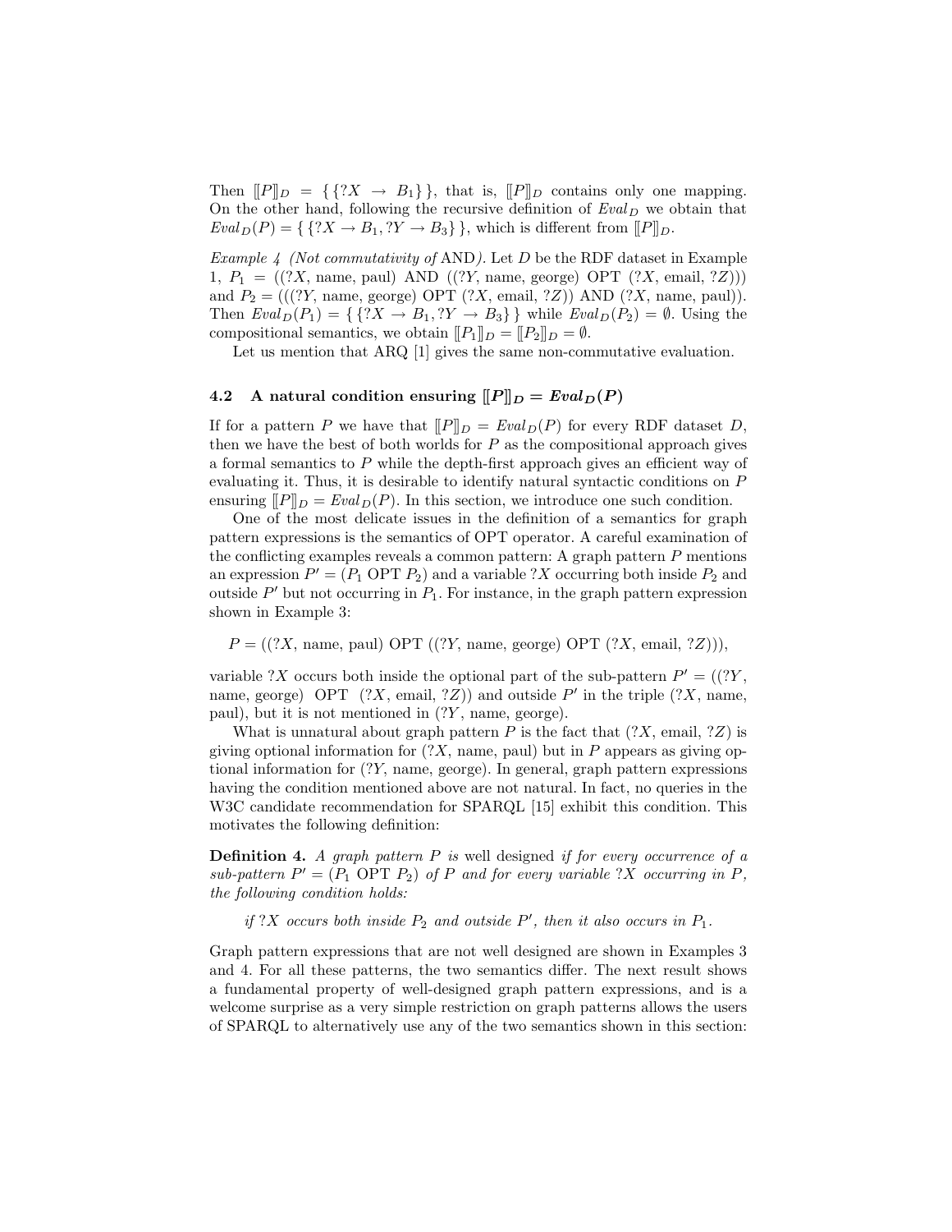Then $[\![P]\!]_D = \{\{?X \rightarrow B_1\}\}$, that is, $[\![P]\!]_D$ contains only one mapping. On the other hand, following the recursive definition of $Eval_D$ we obtain that $Eval_D(P) = \{\{?X \rightarrow B_1, ?Y \rightarrow B_3\}\}$, which is different from $[\![P]\!]_D$.

*Example 4 (Not commutativity of* AND*).* Let $D$ be the RDF dataset in Example 1, $P_1 = ((?X, \text{name}, \text{paul})\ \text{AND}\ ((?Y, \text{name}, \text{george})\ \text{OPT}\ (?X, \text{email}, ?Z)))$ and $P_2 = (((?Y, \text{name}, \text{george})\ \text{OPT}\ (?X, \text{email}, ?Z))\ \text{AND}\ (?X, \text{name}, \text{paul}))$. Then $Eval_D(P_1) = \{\{?X \rightarrow B_1, ?Y \rightarrow B_3\}\}$ while $Eval_D(P_2) = \emptyset$. Using the compositional semantics, we obtain $[\![P_1]\!]_D = [\![P_2]\!]_D = \emptyset$.

Let us mention that ARQ [1] gives the same non-commutative evaluation.

### 4.2 A natural condition ensuring $[\![P]\!]_D = Eval_D(P)$

If for a pattern $P$ we have that $[\![P]\!]_D = Eval_D(P)$ for every RDF dataset $D$, then we have the best of both worlds for $P$ as the compositional approach gives a formal semantics to $P$ while the depth-first approach gives an efficient way of evaluating it. Thus, it is desirable to identify natural syntactic conditions on $P$ ensuring $[\![P]\!]_D = Eval_D(P)$. In this section, we introduce one such condition.

One of the most delicate issues in the definition of a semantics for graph pattern expressions is the semantics of OPT operator. A careful examination of the conflicting examples reveals a common pattern: A graph pattern $P$ mentions an expression $P' = (P_1\ \text{OPT}\ P_2)$ and a variable $?X$ occurring both inside $P_2$ and outside $P'$ but not occurring in $P_1$. For instance, in the graph pattern expression shown in Example 3:

$$P = ((?X, \text{name}, \text{paul})\ \text{OPT}\ ((?Y, \text{name}, \text{george})\ \text{OPT}\ (?X, \text{email}, ?Z))),$$

variable $?X$ occurs both inside the optional part of the sub-pattern $P' = ((?Y, \text{name}, \text{george})\ \text{OPT}\ (?X, \text{email}, ?Z))$ and outside $P'$ in the triple $(?X, \text{name}, \text{paul})$, but it is not mentioned in $(?Y, \text{name}, \text{george})$.

What is unnatural about graph pattern $P$ is the fact that $(?X, \text{email}, ?Z)$ is giving optional information for $(?X, \text{name}, \text{paul})$ but in $P$ appears as giving optional information for $(?Y, \text{name}, \text{george})$. In general, graph pattern expressions having the condition mentioned above are not natural. In fact, no queries in the W3C candidate recommendation for SPARQL [15] exhibit this condition. This motivates the following definition:

**Definition 4.** *A graph pattern $P$ is* well designed *if for every occurrence of a sub-pattern $P' = (P_1\ \text{OPT}\ P_2)$ of $P$ and for every variable $?X$ occurring in $P$, the following condition holds:*

*if $?X$ occurs both inside $P_2$ and outside $P'$, then it also occurs in $P_1$.*

Graph pattern expressions that are not well designed are shown in Examples 3 and 4. For all these patterns, the two semantics differ. The next result shows a fundamental property of well-designed graph pattern expressions, and is a welcome surprise as a very simple restriction on graph patterns allows the users of SPARQL to alternatively use any of the two semantics shown in this section: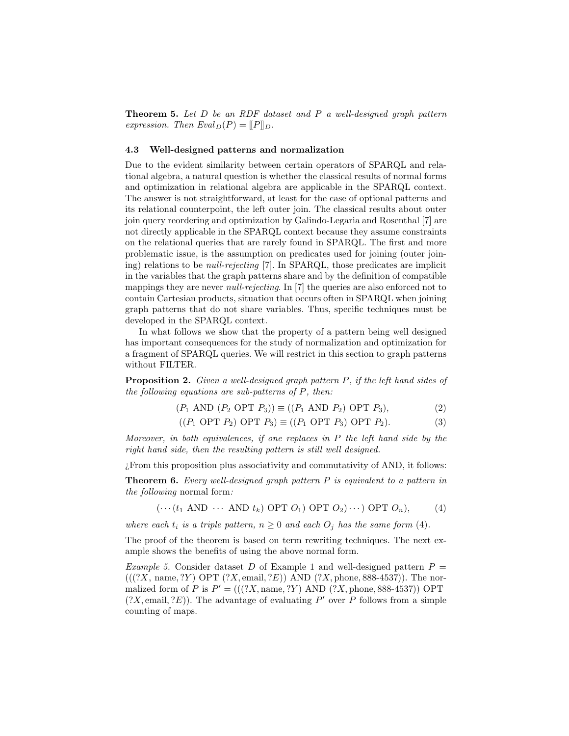**Theorem 5.** *Let $D$ be an RDF dataset and $P$ a well-designed graph pattern expression. Then $Eval_D(P) = [\![P]\!]_D$.*

### 4.3 Well-designed patterns and normalization

Due to the evident similarity between certain operators of SPARQL and relational algebra, a natural question is whether the classical results of normal forms and optimization in relational algebra are applicable in the SPARQL context. The answer is not straightforward, at least for the case of optional patterns and its relational counterpoint, the left outer join. The classical results about outer join query reordering and optimization by Galindo-Legaria and Rosenthal [7] are not directly applicable in the SPARQL context because they assume constraints on the relational queries that are rarely found in SPARQL. The first and more problematic issue, is the assumption on predicates used for joining (outer joining) relations to be *null-rejecting* [7]. In SPARQL, those predicates are implicit in the variables that the graph patterns share and by the definition of compatible mappings they are never *null-rejecting*. In [7] the queries are also enforced not to contain Cartesian products, situation that occurs often in SPARQL when joining graph patterns that do not share variables. Thus, specific techniques must be developed in the SPARQL context.

In what follows we show that the property of a pattern being well designed has important consequences for the study of normalization and optimization for a fragment of SPARQL queries. We will restrict in this section to graph patterns without FILTER.

**Proposition 2.** *Given a well-designed graph pattern $P$, if the left hand sides of the following equations are sub-patterns of $P$, then:*

$$(P_1 \text{ AND } (P_2 \text{ OPT } P_3)) \equiv ((P_1 \text{ AND } P_2) \text{ OPT } P_3), \tag{2}$$

$$((P_1 \text{ OPT } P_2) \text{ OPT } P_3) \equiv ((P_1 \text{ OPT } P_3) \text{ OPT } P_2). \tag{3}$$

*Moreover, in both equivalences, if one replaces in $P$ the left hand side by the right hand side, then the resulting pattern is still well designed.*

¿From this proposition plus associativity and commutativity of AND, it follows:

**Theorem 6.** *Every well-designed graph pattern $P$ is equivalent to a pattern in the following* normal form*:*

$$(\cdots(t_1 \text{ AND } \cdots \text{ AND } t_k) \text{ OPT } O_1) \text{ OPT } O_2) \cdots) \text{ OPT } O_n), \tag{4}$$

*where each $t_i$ is a triple pattern, $n \geq 0$ and each $O_j$ has the same form (4).*

The proof of the theorem is based on term rewriting techniques. The next example shows the benefits of using the above normal form.

*Example 5.* Consider dataset $D$ of Example 1 and well-designed pattern $P = (((?X, \text{name}, ?Y) \text{ OPT } (?X, \text{email}, ?E)) \text{ AND } (?X, \text{phone}, \text{888-4537}))$. The normalized form of $P$ is $P' = (((?X, \text{name}, ?Y) \text{ AND } (?X, \text{phone}, \text{888-4537})) \text{ OPT } (?X, \text{email}, ?E))$. The advantage of evaluating $P'$ over $P$ follows from a simple counting of maps.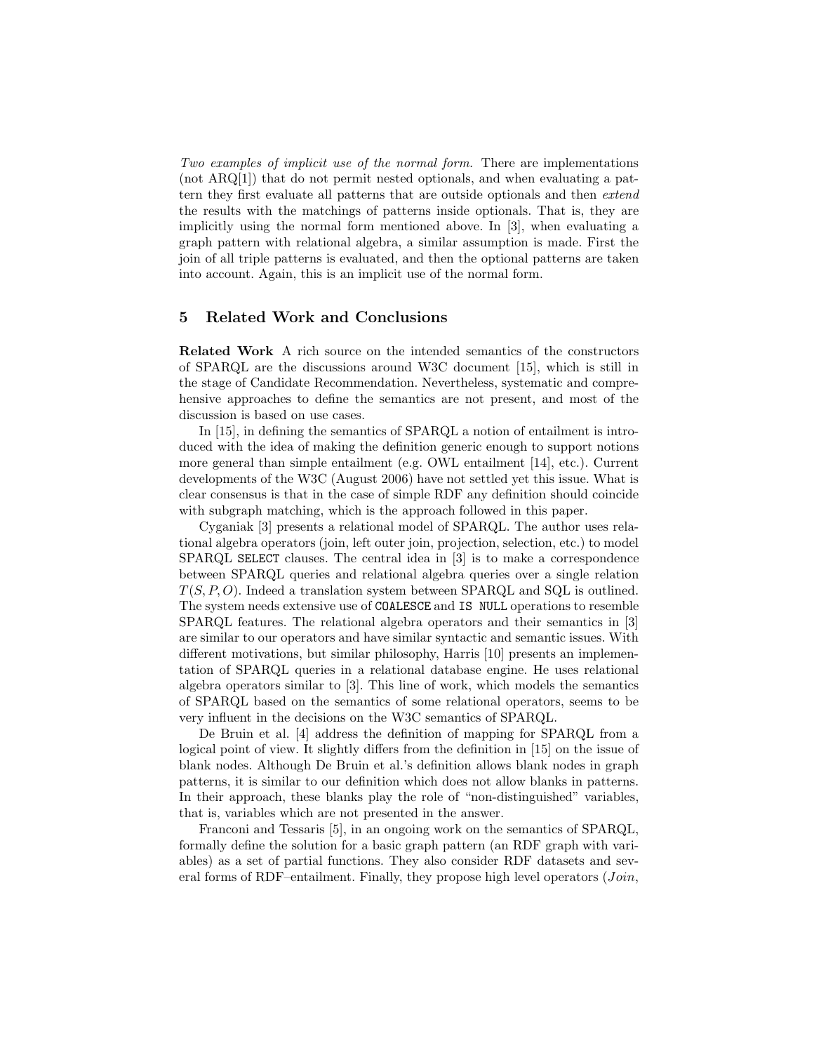*Two examples of implicit use of the normal form.* There are implementations (not ARQ[1]) that do not permit nested optionals, and when evaluating a pattern they first evaluate all patterns that are outside optionals and then *extend* the results with the matchings of patterns inside optionals. That is, they are implicitly using the normal form mentioned above. In [3], when evaluating a graph pattern with relational algebra, a similar assumption is made. First the join of all triple patterns is evaluated, and then the optional patterns are taken into account. Again, this is an implicit use of the normal form.

## 5 Related Work and Conclusions

**Related Work** A rich source on the intended semantics of the constructors of SPARQL are the discussions around W3C document [15], which is still in the stage of Candidate Recommendation. Nevertheless, systematic and comprehensive approaches to define the semantics are not present, and most of the discussion is based on use cases.

In [15], in defining the semantics of SPARQL a notion of entailment is introduced with the idea of making the definition generic enough to support notions more general than simple entailment (e.g. OWL entailment [14], etc.). Current developments of the W3C (August 2006) have not settled yet this issue. What is clear consensus is that in the case of simple RDF any definition should coincide with subgraph matching, which is the approach followed in this paper.

Cyganiak [3] presents a relational model of SPARQL. The author uses relational algebra operators (join, left outer join, projection, selection, etc.) to model SPARQL `SELECT` clauses. The central idea in [3] is to make a correspondence between SPARQL queries and relational algebra queries over a single relation $T(S, P, O)$. Indeed a translation system between SPARQL and SQL is outlined. The system needs extensive use of `COALESCE` and `IS NULL` operations to resemble SPARQL features. The relational algebra operators and their semantics in [3] are similar to our operators and have similar syntactic and semantic issues. With different motivations, but similar philosophy, Harris [10] presents an implementation of SPARQL queries in a relational database engine. He uses relational algebra operators similar to [3]. This line of work, which models the semantics of SPARQL based on the semantics of some relational operators, seems to be very influent in the decisions on the W3C semantics of SPARQL.

De Bruin et al. [4] address the definition of mapping for SPARQL from a logical point of view. It slightly differs from the definition in [15] on the issue of blank nodes. Although De Bruin et al.'s definition allows blank nodes in graph patterns, it is similar to our definition which does not allow blanks in patterns. In their approach, these blanks play the role of "non-distinguished" variables, that is, variables which are not presented in the answer.

Franconi and Tessaris [5], in an ongoing work on the semantics of SPARQL, formally define the solution for a basic graph pattern (an RDF graph with variables) as a set of partial functions. They also consider RDF datasets and several forms of RDF–entailment. Finally, they propose high level operators (*Join*,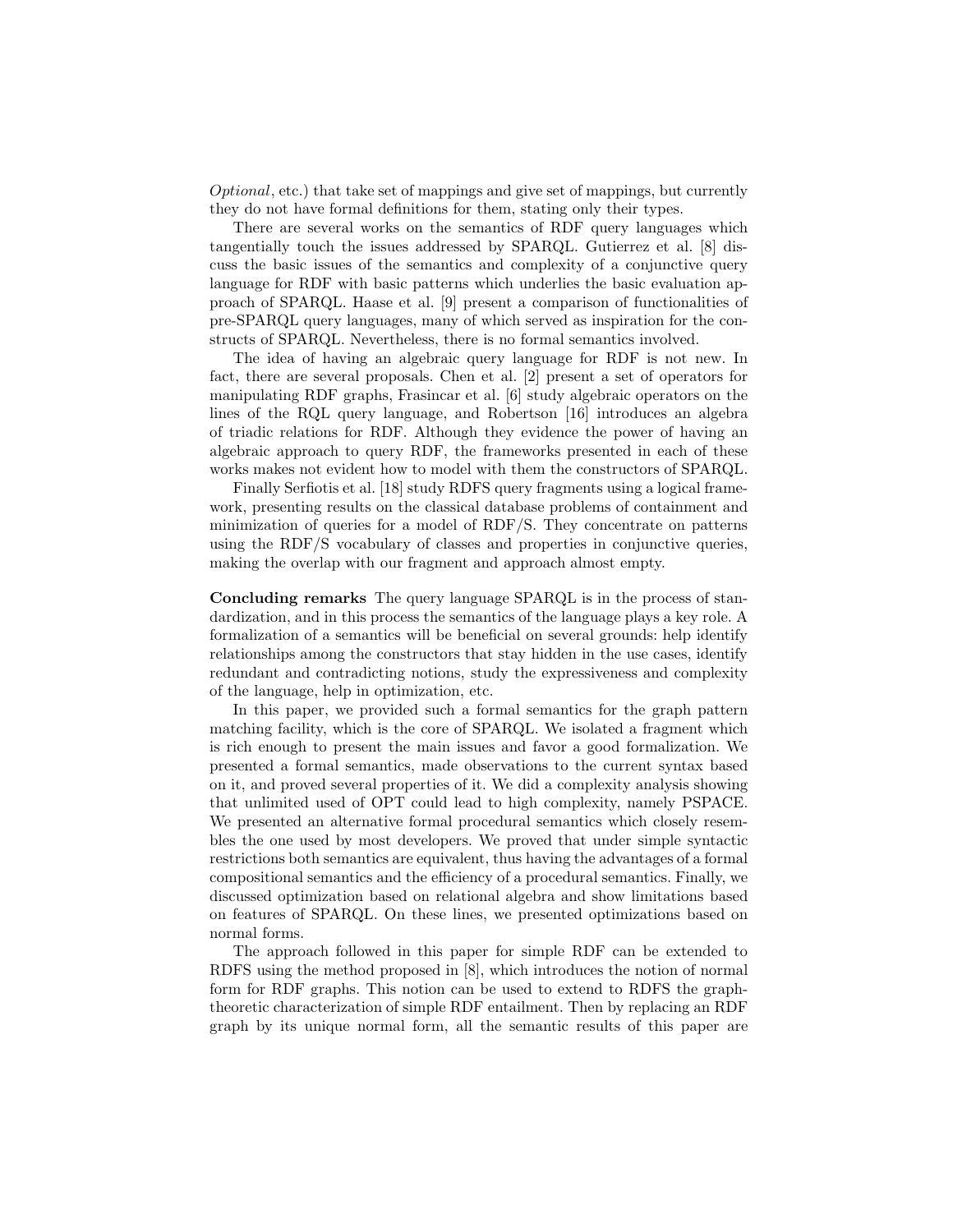*Optional*, etc.) that take set of mappings and give set of mappings, but currently they do not have formal definitions for them, stating only their types.

There are several works on the semantics of RDF query languages which tangentially touch the issues addressed by SPARQL. Gutierrez et al. [8] discuss the basic issues of the semantics and complexity of a conjunctive query language for RDF with basic patterns which underlies the basic evaluation approach of SPARQL. Haase et al. [9] present a comparison of functionalities of pre-SPARQL query languages, many of which served as inspiration for the constructs of SPARQL. Nevertheless, there is no formal semantics involved.

The idea of having an algebraic query language for RDF is not new. In fact, there are several proposals. Chen et al. [2] present a set of operators for manipulating RDF graphs, Frasincar et al. [6] study algebraic operators on the lines of the RQL query language, and Robertson [16] introduces an algebra of triadic relations for RDF. Although they evidence the power of having an algebraic approach to query RDF, the frameworks presented in each of these works makes not evident how to model with them the constructors of SPARQL.

Finally Serfiotis et al. [18] study RDFS query fragments using a logical framework, presenting results on the classical database problems of containment and minimization of queries for a model of RDF/S. They concentrate on patterns using the RDF/S vocabulary of classes and properties in conjunctive queries, making the overlap with our fragment and approach almost empty.

**Concluding remarks** The query language SPARQL is in the process of standardization, and in this process the semantics of the language plays a key role. A formalization of a semantics will be beneficial on several grounds: help identify relationships among the constructors that stay hidden in the use cases, identify redundant and contradicting notions, study the expressiveness and complexity of the language, help in optimization, etc.

In this paper, we provided such a formal semantics for the graph pattern matching facility, which is the core of SPARQL. We isolated a fragment which is rich enough to present the main issues and favor a good formalization. We presented a formal semantics, made observations to the current syntax based on it, and proved several properties of it. We did a complexity analysis showing that unlimited used of OPT could lead to high complexity, namely PSPACE. We presented an alternative formal procedural semantics which closely resembles the one used by most developers. We proved that under simple syntactic restrictions both semantics are equivalent, thus having the advantages of a formal compositional semantics and the efficiency of a procedural semantics. Finally, we discussed optimization based on relational algebra and show limitations based on features of SPARQL. On these lines, we presented optimizations based on normal forms.

The approach followed in this paper for simple RDF can be extended to RDFS using the method proposed in [8], which introduces the notion of normal form for RDF graphs. This notion can be used to extend to RDFS the graph-theoretic characterization of simple RDF entailment. Then by replacing an RDF graph by its unique normal form, all the semantic results of this paper are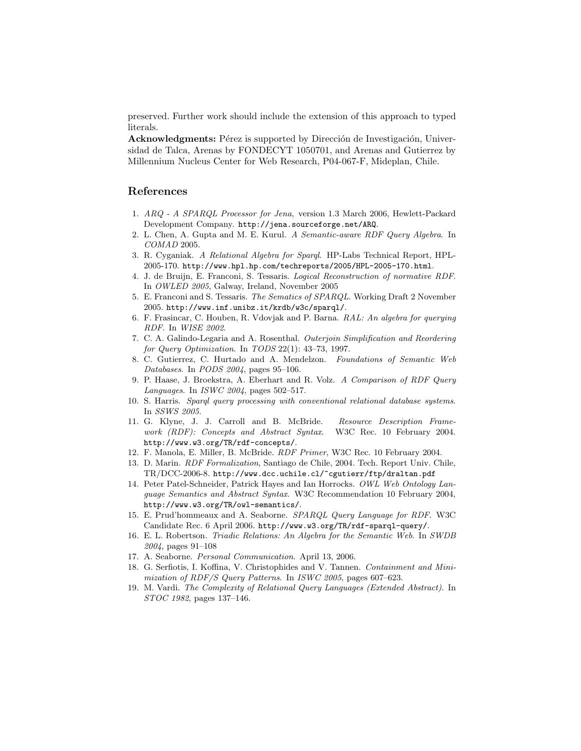preserved. Further work should include the extension of this approach to typed literals.

**Acknowledgments:** Pérez is supported by Dirección de Investigación, Universidad de Talca, Arenas by FONDECYT 1050701, and Arenas and Gutierrez by Millennium Nucleus Center for Web Research, P04-067-F, Mideplan, Chile.

## References

1. *ARQ - A SPARQL Processor for Jena*, version 1.3 March 2006, Hewlett-Packard Development Company. `http://jena.sourceforge.net/ARQ`.
2. L. Chen, A. Gupta and M. E. Kurul. *A Semantic-aware RDF Query Algebra*. In *COMAD* 2005.
3. R. Cyganiak. *A Relational Algebra for Sparql*. HP-Labs Technical Report, HPL-2005-170. `http://www.hpl.hp.com/techreports/2005/HPL-2005-170.html`.
4. J. de Bruijn, E. Franconi, S. Tessaris. *Logical Reconstruction of normative RDF*. In *OWLED 2005*, Galway, Ireland, November 2005
5. E. Franconi and S. Tessaris. *The Sematics of SPARQL*. Working Draft 2 November 2005. `http://www.inf.unibz.it/krdb/w3c/sparql/`.
6. F. Frasincar, C. Houben, R. Vdovjak and P. Barna. *RAL: An algebra for querying RDF*. In *WISE 2002*.
7. C. A. Galindo-Legaria and A. Rosenthal. *Outerjoin Simplification and Reordering for Query Optimization*. In *TODS* 22(1): 43–73, 1997.
8. C. Gutierrez, C. Hurtado and A. Mendelzon. *Foundations of Semantic Web Databases*. In *PODS 2004*, pages 95–106.
9. P. Haase, J. Broekstra, A. Eberhart and R. Volz. *A Comparison of RDF Query Languages*. In *ISWC 2004*, pages 502–517.
10. S. Harris. *Sparql query processing with conventional relational database systems*. In *SSWS 2005*.
11. G. Klyne, J. J. Carroll and B. McBride. *Resource Description Framework (RDF): Concepts and Abstract Syntax*. W3C Rec. 10 February 2004. `http://www.w3.org/TR/rdf-concepts/`.
12. F. Manola, E. Miller, B. McBride. *RDF Primer*, W3C Rec. 10 February 2004.
13. D. Marin. *RDF Formalization*, Santiago de Chile, 2004. Tech. Report Univ. Chile, TR/DCC-2006-8. `http://www.dcc.uchile.cl/~cgutierr/ftp/draltan.pdf`
14. Peter Patel-Schneider, Patrick Hayes and Ian Horrocks. *OWL Web Ontology Language Semantics and Abstract Syntax*. W3C Recommendation 10 February 2004, `http://www.w3.org/TR/owl-semantics/`.
15. E. Prud'hommeaux and A. Seaborne. *SPARQL Query Language for RDF*. W3C Candidate Rec. 6 April 2006. `http://www.w3.org/TR/rdf-sparql-query/`.
16. E. L. Robertson. *Triadic Relations: An Algebra for the Semantic Web*. In *SWDB 2004*, pages 91–108
17. A. Seaborne. *Personal Communication*. April 13, 2006.
18. G. Serfiotis, I. Koffina, V. Christophides and V. Tannen. *Containment and Minimization of RDF/S Query Patterns*. In *ISWC 2005*, pages 607–623.
19. M. Vardi. *The Complexity of Relational Query Languages (Extended Abstract)*. In *STOC 1982*, pages 137–146.